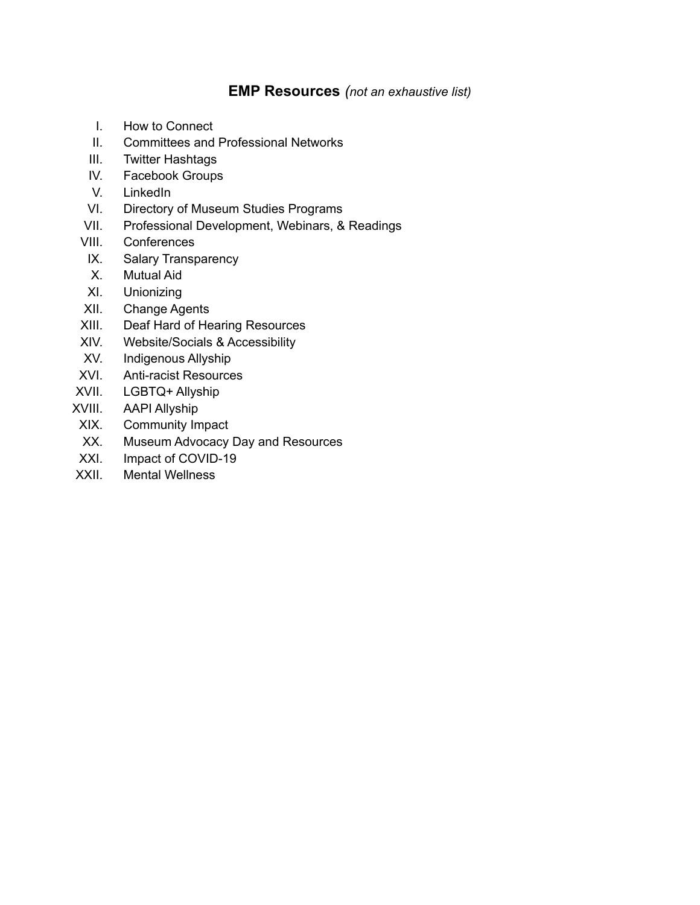# **EMP Resources** *(not an exhaustive list)*

I. How to Connect
II. Committees and Professional Networks
III. Twitter Hashtags
IV. Facebook Groups
V. LinkedIn
VI. Directory of Museum Studies Programs
VII. Professional Development, Webinars, & Readings
VIII. Conferences
IX. Salary Transparency
X. Mutual Aid
XI. Unionizing
XII. Change Agents
XIII. Deaf Hard of Hearing Resources
XIV. Website/Socials & Accessibility
XV. Indigenous Allyship
XVI. Anti-racist Resources
XVII. LGBTQ+ Allyship
XVIII. AAPI Allyship
XIX. Community Impact
XX. Museum Advocacy Day and Resources
XXI. Impact of COVID-19
XXII. Mental Wellness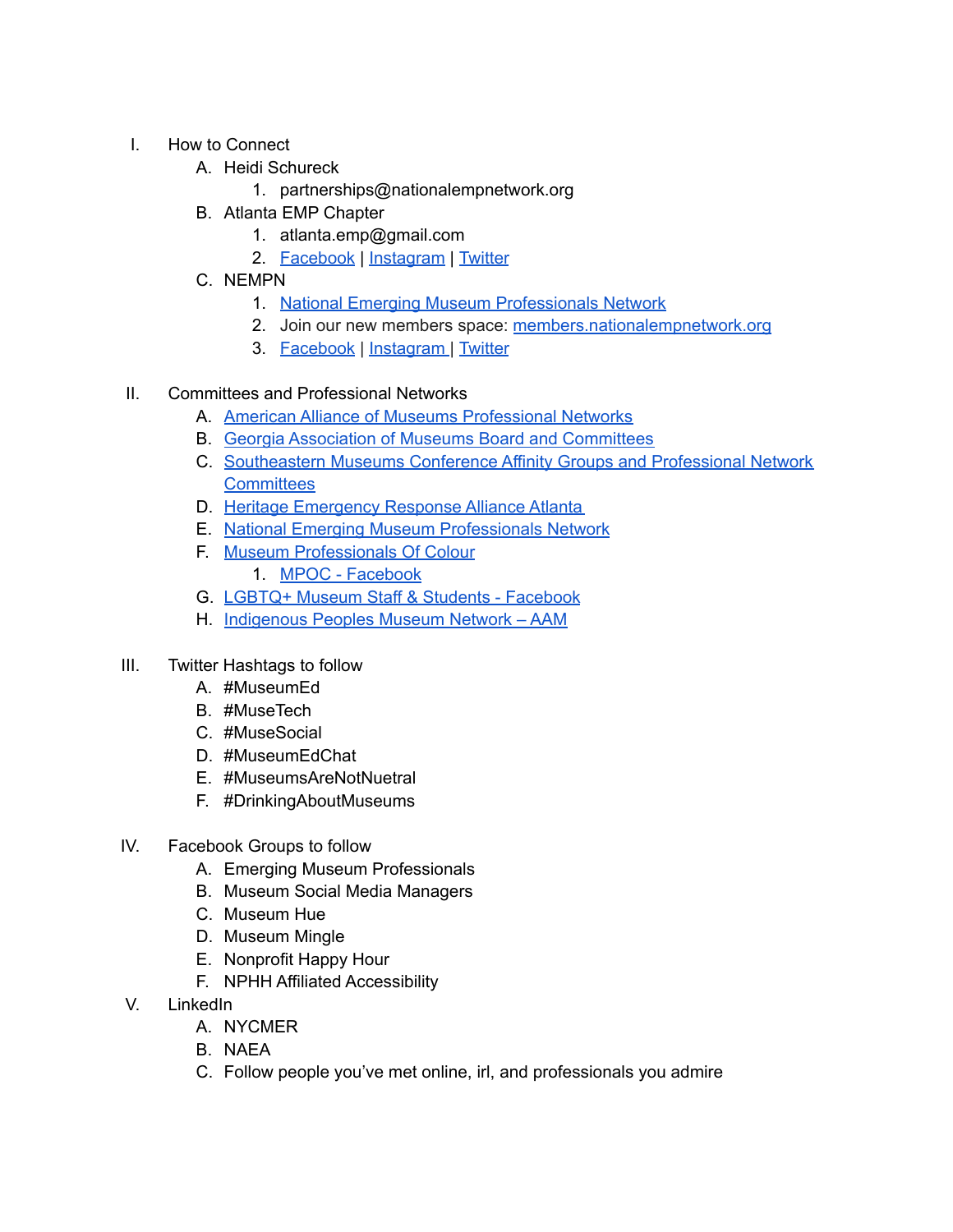I. How to Connect
   A. Heidi Schureck
      1. partnerships@nationalempnetwork.org
   B. Atlanta EMP Chapter
      1. atlanta.emp@gmail.com
      2. Facebook | Instagram | Twitter
   C. NEMPN
      1. National Emerging Museum Professionals Network
      2. Join our new members space: members.nationalempnetwork.org
      3. Facebook | Instagram | Twitter

II. Committees and Professional Networks
   A. American Alliance of Museums Professional Networks
   B. Georgia Association of Museums Board and Committees
   C. Southeastern Museums Conference Affinity Groups and Professional Network Committees
   D. Heritage Emergency Response Alliance Atlanta
   E. National Emerging Museum Professionals Network
   F. Museum Professionals Of Colour
      1. MPOC - Facebook
   G. LGBTQ+ Museum Staff & Students - Facebook
   H. Indigenous Peoples Museum Network – AAM

III. Twitter Hashtags to follow
   A. #MuseumEd
   B. #MuseTech
   C. #MuseSocial
   D. #MuseumEdChat
   E. #MuseumsAreNotNuetral
   F. #DrinkingAboutMuseums

IV. Facebook Groups to follow
   A. Emerging Museum Professionals
   B. Museum Social Media Managers
   C. Museum Hue
   D. Museum Mingle
   E. Nonprofit Happy Hour
   F. NPHH Affiliated Accessibility

V. LinkedIn
   A. NYCMER
   B. NAEA
   C. Follow people you've met online, irl, and professionals you admire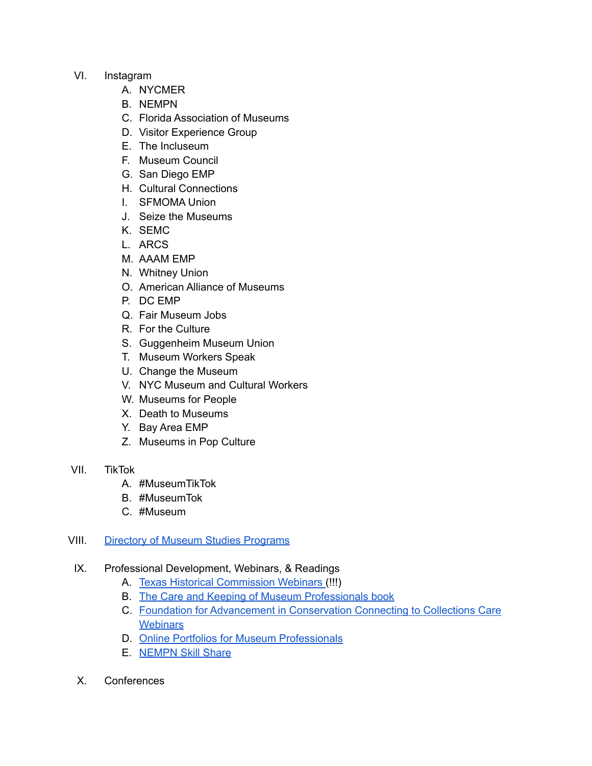VI. Instagram
    A. NYCMER
    B. NEMPN
    C. Florida Association of Museums
    D. Visitor Experience Group
    E. The Incluseum
    F. Museum Council
    G. San Diego EMP
    H. Cultural Connections
    I. SFMOMA Union
    J. Seize the Museums
    K. SEMC
    L. ARCS
    M. AAAM EMP
    N. Whitney Union
    O. American Alliance of Museums
    P. DC EMP
    Q. Fair Museum Jobs
    R. For the Culture
    S. Guggenheim Museum Union
    T. Museum Workers Speak
    U. Change the Museum
    V. NYC Museum and Cultural Workers
    W. Museums for People
    X. Death to Museums
    Y. Bay Area EMP
    Z. Museums in Pop Culture

VII. TikTok
    A. #MuseumTikTok
    B. #MuseumTok
    C. #Museum

VIII. Directory of Museum Studies Programs

IX. Professional Development, Webinars, & Readings
    A. Texas Historical Commission Webinars (!!!)
    B. The Care and Keeping of Museum Professionals book
    C. Foundation for Advancement in Conservation Connecting to Collections Care Webinars
    D. Online Portfolios for Museum Professionals
    E. NEMPN Skill Share

X. Conferences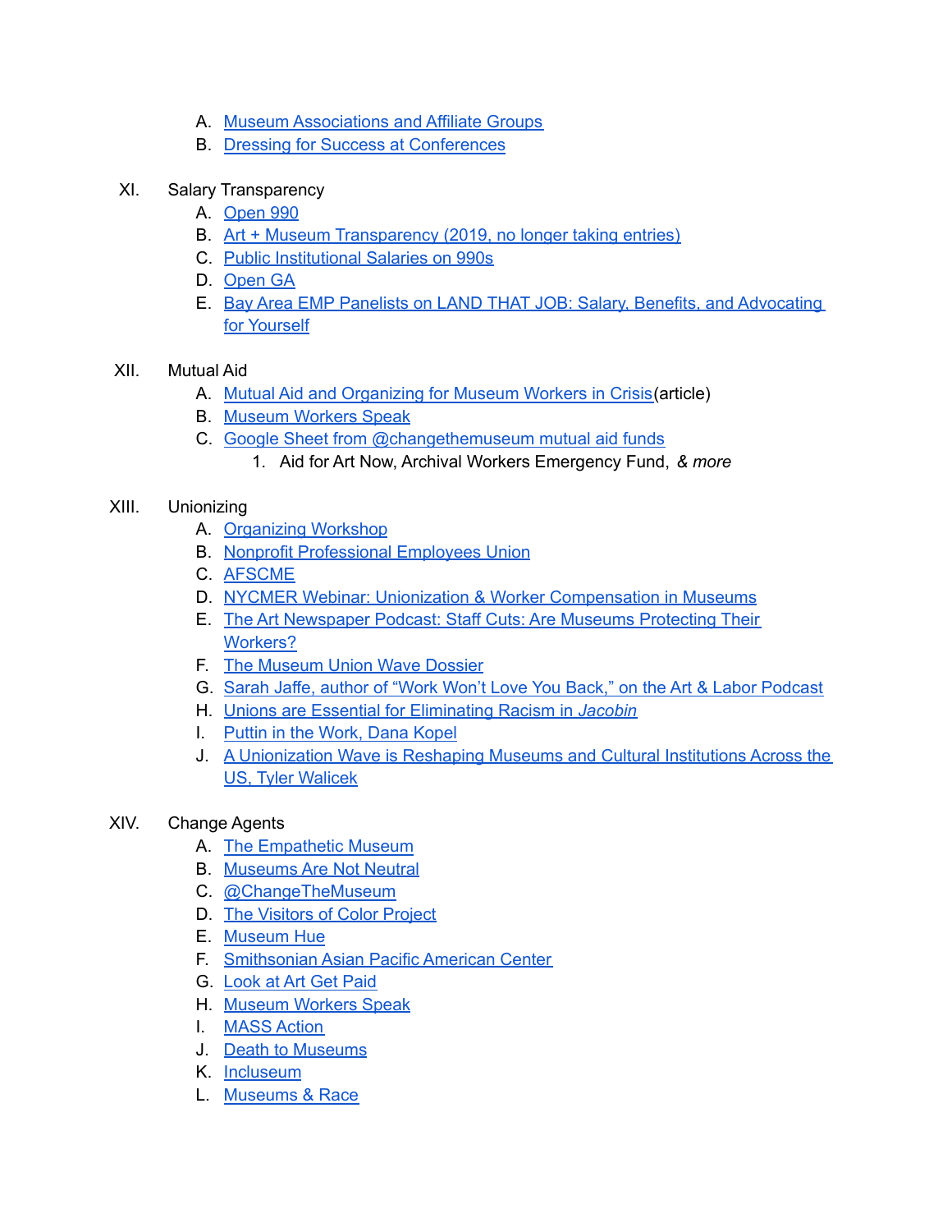A. Museum Associations and Affiliate Groups
   B. Dressing for Success at Conferences

XI. Salary Transparency
   A. Open 990
   B. Art + Museum Transparency (2019, no longer taking entries)
   C. Public Institutional Salaries on 990s
   D. Open GA
   E. Bay Area EMP Panelists on LAND THAT JOB: Salary, Benefits, and Advocating for Yourself

XII. Mutual Aid
   A. Mutual Aid and Organizing for Museum Workers in Crisis(article)
   B. Museum Workers Speak
   C. Google Sheet from @changethemuseum mutual aid funds
      1. Aid for Art Now, Archival Workers Emergency Fund, *& more*

XIII. Unionizing
   A. Organizing Workshop
   B. Nonprofit Professional Employees Union
   C. AFSCME
   D. NYCMER Webinar: Unionization & Worker Compensation in Museums
   E. The Art Newspaper Podcast: Staff Cuts: Are Museums Protecting Their Workers?
   F. The Museum Union Wave Dossier
   G. Sarah Jaffe, author of "Work Won't Love You Back," on the Art & Labor Podcast
   H. Unions are Essential for Eliminating Racism in *Jacobin*
   I. Puttin in the Work, Dana Kopel
   J. A Unionization Wave is Reshaping Museums and Cultural Institutions Across the US, Tyler Walicek

XIV. Change Agents
   A. The Empathetic Museum
   B. Museums Are Not Neutral
   C. @ChangeTheMuseum
   D. The Visitors of Color Project
   E. Museum Hue
   F. Smithsonian Asian Pacific American Center
   G. Look at Art Get Paid
   H. Museum Workers Speak
   I. MASS Action
   J. Death to Museums
   K. Incluseum
   L. Museums & Race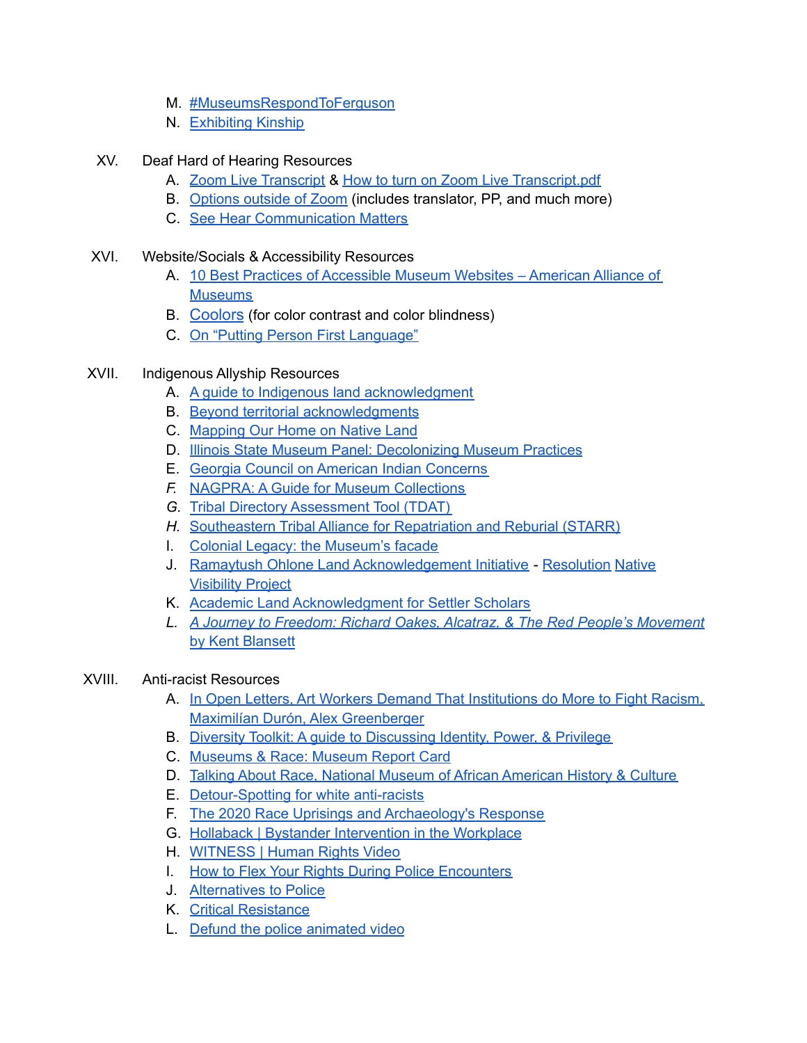M. #MuseumsRespondToFerguson
N. Exhibiting Kinship

XV. Deaf Hard of Hearing Resources
   A. Zoom Live Transcript & How to turn on Zoom Live Transcript.pdf
   B. Options outside of Zoom (includes translator, PP, and much more)
   C. See Hear Communication Matters

XVI. Website/Socials & Accessibility Resources
   A. 10 Best Practices of Accessible Museum Websites – American Alliance of Museums
   B. Coolors (for color contrast and color blindness)
   C. On "Putting Person First Language"

XVII. Indigenous Allyship Resources
   A. A guide to Indigenous land acknowledgment
   B. Beyond territorial acknowledgments
   C. Mapping Our Home on Native Land
   D. Illinois State Museum Panel: Decolonizing Museum Practices
   E. Georgia Council on American Indian Concerns
   *F.* NAGPRA: A Guide for Museum Collections
   *G.* Tribal Directory Assessment Tool (TDAT)
   *H.* Southeastern Tribal Alliance for Repatriation and Reburial (STARR)
   I. Colonial Legacy: the Museum's facade
   J. Ramaytush Ohlone Land Acknowledgement Initiative - Resolution Native Visibility Project
   K. Academic Land Acknowledgment for Settler Scholars
   *L.* *A Journey to Freedom: Richard Oakes, Alcatraz, & The Red People's Movement* by Kent Blansett

XVIII. Anti-racist Resources
   A. In Open Letters, Art Workers Demand That Institutions do More to Fight Racism, Maximilían Durón, Alex Greenberger
   B. Diversity Toolkit: A guide to Discussing Identity, Power, & Privilege
   C. Museums & Race: Museum Report Card
   D. Talking About Race, National Museum of African American History & Culture
   E. Detour-Spotting for white anti-racists
   F. The 2020 Race Uprisings and Archaeology's Response
   G. Hollaback | Bystander Intervention in the Workplace
   H. WITNESS | Human Rights Video
   I. How to Flex Your Rights During Police Encounters
   J. Alternatives to Police
   K. Critical Resistance
   L. Defund the police animated video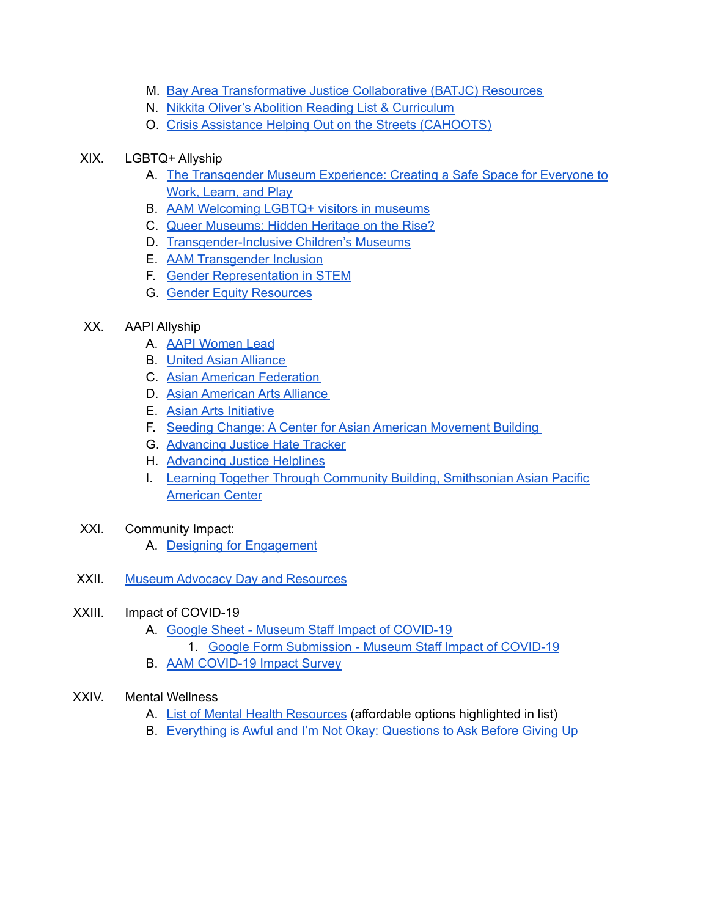M. Bay Area Transformative Justice Collaborative (BATJC) Resources
N. Nikkita Oliver's Abolition Reading List & Curriculum
O. Crisis Assistance Helping Out on the Streets (CAHOOTS)

XIX. LGBTQ+ Allyship
  A. The Transgender Museum Experience: Creating a Safe Space for Everyone to Work, Learn, and Play
  B. AAM Welcoming LGBTQ+ visitors in museums
  C. Queer Museums: Hidden Heritage on the Rise?
  D. Transgender-Inclusive Children's Museums
  E. AAM Transgender Inclusion
  F. Gender Representation in STEM
  G. Gender Equity Resources

XX. AAPI Allyship
  A. AAPI Women Lead
  B. United Asian Alliance
  C. Asian American Federation
  D. Asian American Arts Alliance
  E. Asian Arts Initiative
  F. Seeding Change: A Center for Asian American Movement Building
  G. Advancing Justice Hate Tracker
  H. Advancing Justice Helplines
  I. Learning Together Through Community Building, Smithsonian Asian Pacific American Center

XXI. Community Impact:
  A. Designing for Engagement

XXII. Museum Advocacy Day and Resources

XXIII. Impact of COVID-19
  A. Google Sheet - Museum Staff Impact of COVID-19
    1. Google Form Submission - Museum Staff Impact of COVID-19
  B. AAM COVID-19 Impact Survey

XXIV. Mental Wellness
  A. List of Mental Health Resources (affordable options highlighted in list)
  B. Everything is Awful and I'm Not Okay: Questions to Ask Before Giving Up